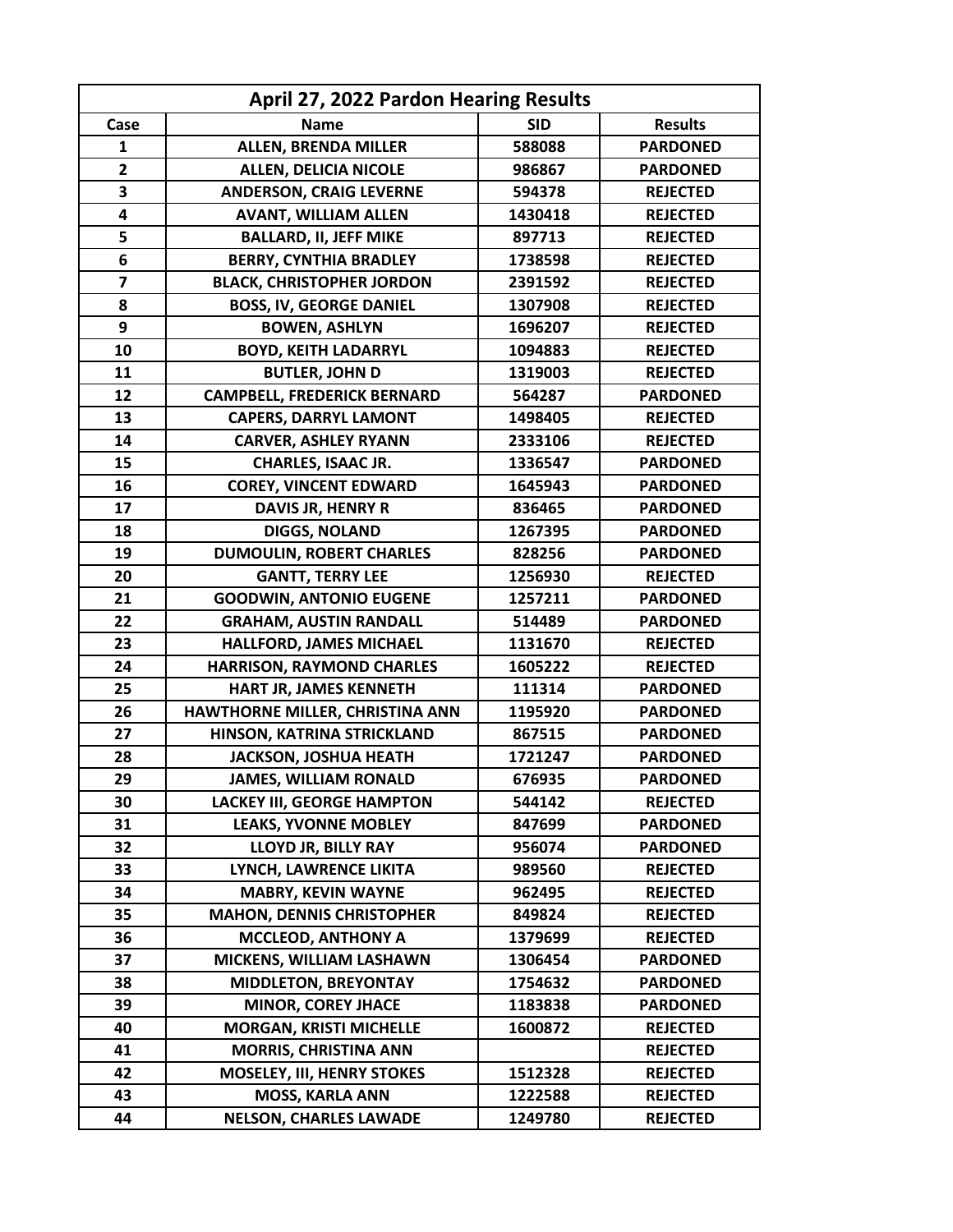| April 27, 2022 Pardon Hearing Results | | | |
|---|---|---|---|
| **Case** | **Name** | **SID** | **Results** |
| 1 | ALLEN, BRENDA MILLER | 588088 | PARDONED |
| 2 | ALLEN, DELICIA NICOLE | 986867 | PARDONED |
| 3 | ANDERSON, CRAIG LEVERNE | 594378 | REJECTED |
| 4 | AVANT, WILLIAM ALLEN | 1430418 | REJECTED |
| 5 | BALLARD, II, JEFF MIKE | 897713 | REJECTED |
| 6 | BERRY, CYNTHIA BRADLEY | 1738598 | REJECTED |
| 7 | BLACK, CHRISTOPHER JORDON | 2391592 | REJECTED |
| 8 | BOSS, IV, GEORGE DANIEL | 1307908 | REJECTED |
| 9 | BOWEN, ASHLYN | 1696207 | REJECTED |
| 10 | BOYD, KEITH LADARRYL | 1094883 | REJECTED |
| 11 | BUTLER, JOHN D | 1319003 | REJECTED |
| 12 | CAMPBELL, FREDERICK BERNARD | 564287 | PARDONED |
| 13 | CAPERS, DARRYL LAMONT | 1498405 | REJECTED |
| 14 | CARVER, ASHLEY RYANN | 2333106 | REJECTED |
| 15 | CHARLES, ISAAC JR. | 1336547 | PARDONED |
| 16 | COREY, VINCENT EDWARD | 1645943 | PARDONED |
| 17 | DAVIS JR, HENRY R | 836465 | PARDONED |
| 18 | DIGGS, NOLAND | 1267395 | PARDONED |
| 19 | DUMOULIN, ROBERT CHARLES | 828256 | PARDONED |
| 20 | GANTT, TERRY LEE | 1256930 | REJECTED |
| 21 | GOODWIN, ANTONIO EUGENE | 1257211 | PARDONED |
| 22 | GRAHAM, AUSTIN RANDALL | 514489 | PARDONED |
| 23 | HALLFORD, JAMES MICHAEL | 1131670 | REJECTED |
| 24 | HARRISON, RAYMOND CHARLES | 1605222 | REJECTED |
| 25 | HART JR, JAMES KENNETH | 111314 | PARDONED |
| 26 | HAWTHORNE MILLER, CHRISTINA ANN | 1195920 | PARDONED |
| 27 | HINSON, KATRINA STRICKLAND | 867515 | PARDONED |
| 28 | JACKSON, JOSHUA HEATH | 1721247 | PARDONED |
| 29 | JAMES, WILLIAM RONALD | 676935 | PARDONED |
| 30 | LACKEY III, GEORGE HAMPTON | 544142 | REJECTED |
| 31 | LEAKS, YVONNE MOBLEY | 847699 | PARDONED |
| 32 | LLOYD JR, BILLY RAY | 956074 | PARDONED |
| 33 | LYNCH, LAWRENCE LIKITA | 989560 | REJECTED |
| 34 | MABRY, KEVIN WAYNE | 962495 | REJECTED |
| 35 | MAHON, DENNIS CHRISTOPHER | 849824 | REJECTED |
| 36 | MCCLEOD, ANTHONY A | 1379699 | REJECTED |
| 37 | MICKENS, WILLIAM LASHAWN | 1306454 | PARDONED |
| 38 | MIDDLETON, BREYONTAY | 1754632 | PARDONED |
| 39 | MINOR, COREY JHACE | 1183838 | PARDONED |
| 40 | MORGAN, KRISTI MICHELLE | 1600872 | REJECTED |
| 41 | MORRIS, CHRISTINA ANN | | REJECTED |
| 42 | MOSELEY, III, HENRY STOKES | 1512328 | REJECTED |
| 43 | MOSS, KARLA ANN | 1222588 | REJECTED |
| 44 | NELSON, CHARLES LAWADE | 1249780 | REJECTED |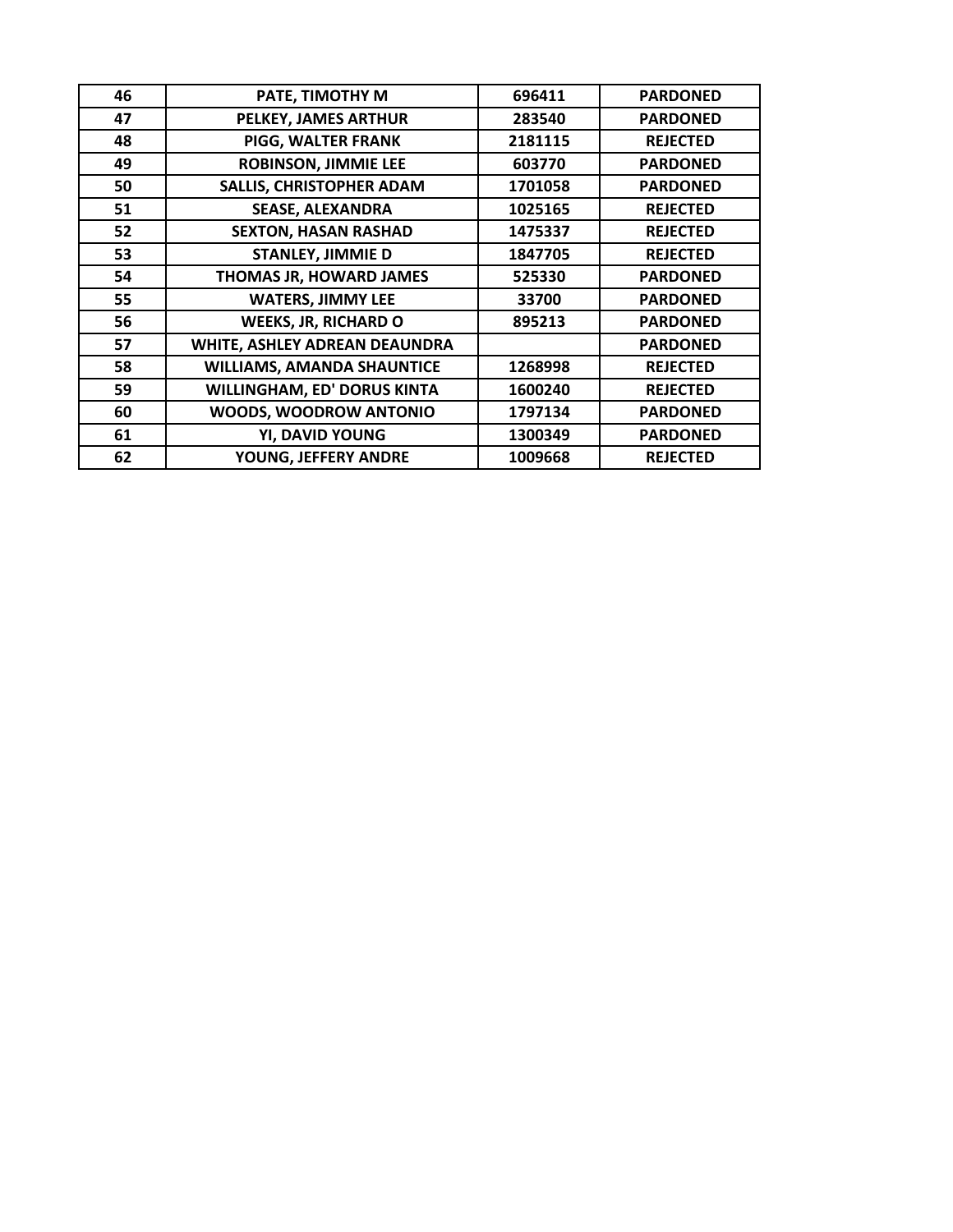| | | | |
|---|---|---|---|
| 46 | PATE, TIMOTHY M | 696411 | PARDONED |
| 47 | PELKEY, JAMES ARTHUR | 283540 | PARDONED |
| 48 | PIGG, WALTER FRANK | 2181115 | REJECTED |
| 49 | ROBINSON, JIMMIE LEE | 603770 | PARDONED |
| 50 | SALLIS, CHRISTOPHER ADAM | 1701058 | PARDONED |
| 51 | SEASE, ALEXANDRA | 1025165 | REJECTED |
| 52 | SEXTON, HASAN RASHAD | 1475337 | REJECTED |
| 53 | STANLEY, JIMMIE D | 1847705 | REJECTED |
| 54 | THOMAS JR, HOWARD JAMES | 525330 | PARDONED |
| 55 | WATERS, JIMMY LEE | 33700 | PARDONED |
| 56 | WEEKS, JR, RICHARD O | 895213 | PARDONED |
| 57 | WHITE, ASHLEY ADREAN DEAUNDRA | | PARDONED |
| 58 | WILLIAMS, AMANDA SHAUNTICE | 1268998 | REJECTED |
| 59 | WILLINGHAM, ED' DORUS KINTA | 1600240 | REJECTED |
| 60 | WOODS, WOODROW ANTONIO | 1797134 | PARDONED |
| 61 | YI, DAVID YOUNG | 1300349 | PARDONED |
| 62 | YOUNG, JEFFERY ANDRE | 1009668 | REJECTED |